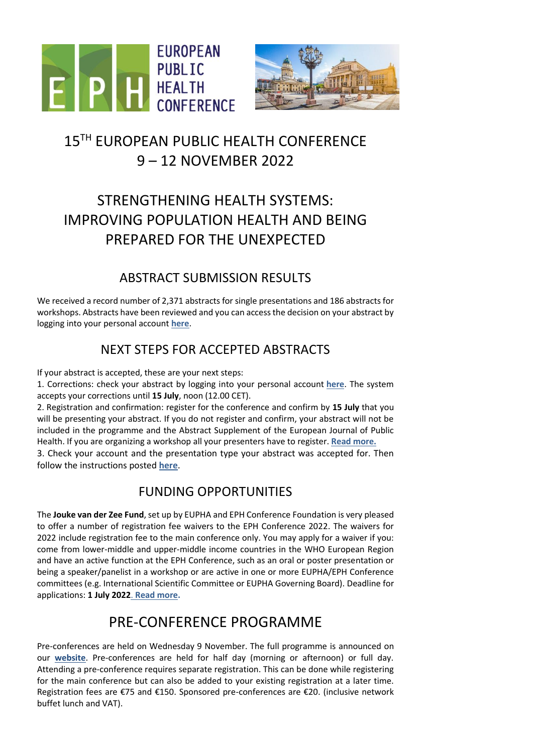# 15TH EUROPEAN PUBLIC HEALTH CONFERENCE 9 – 12 NOVEMBER 2022

# STRENGTHENING HEALTH SYSTEMS: IMPROVING POPULATION HEALTH AND BEING PREPARED FOR THE UNEXPECTED

## ABSTRACT SUBMISSION RESULTS

We received a record number of 2,371 abstracts for single presentations and 186 abstracts for workshops. Abstracts have been reviewed and you can access the decision on your abstract by logging into your personal account **here**.

## NEXT STEPS FOR ACCEPTED ABSTRACTS

If your abstract is accepted, these are your next steps:

1. Corrections: check your abstract by logging into your personal account **here**. The system accepts your corrections until **15 July**, noon (12.00 CET).
2. Registration and confirmation: register for the conference and confirm by **15 July** that you will be presenting your abstract. If you do not register and confirm, your abstract will not be included in the programme and the Abstract Supplement of the European Journal of Public Health. If you are organizing a workshop all your presenters have to register. **Read more.**
3. Check your account and the presentation type your abstract was accepted for. Then follow the instructions posted **here**.

## FUNDING OPPORTUNITIES

The **Jouke van der Zee Fund**, set up by EUPHA and EPH Conference Foundation is very pleased to offer a number of registration fee waivers to the EPH Conference 2022. The waivers for 2022 include registration fee to the main conference only. You may apply for a waiver if you: come from lower-middle and upper-middle income countries in the WHO European Region and have an active function at the EPH Conference, such as an oral or poster presentation or being a speaker/panelist in a workshop or are active in one or more EUPHA/EPH Conference committees (e.g. International Scientific Committee or EUPHA Governing Board). Deadline for applications: **1 July 2022**. **Read more.**

## PRE-CONFERENCE PROGRAMME

Pre-conferences are held on Wednesday 9 November. The full programme is announced on our **website**. Pre-conferences are held for half day (morning or afternoon) or full day. Attending a pre-conference requires separate registration. This can be done while registering for the main conference but can also be added to your existing registration at a later time. Registration fees are €75 and €150. Sponsored pre-conferences are €20. (inclusive network buffet lunch and VAT).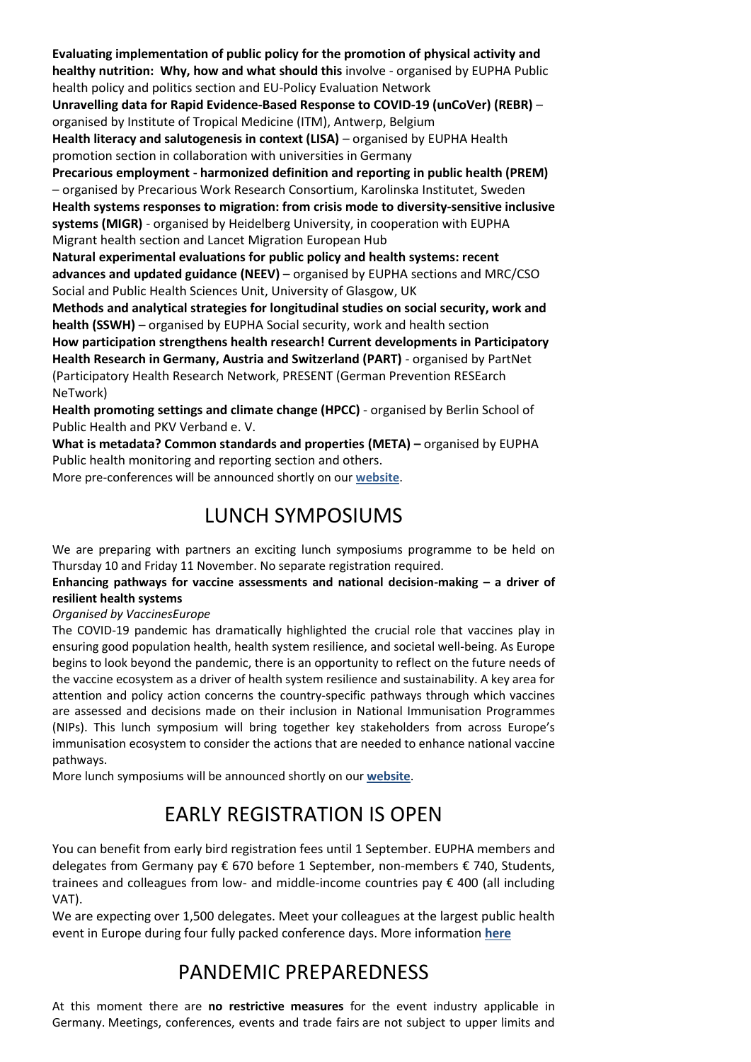**Evaluating implementation of public policy for the promotion of physical activity and healthy nutrition: Why, how and what should this** involve - organised by EUPHA Public health policy and politics section and EU-Policy Evaluation Network

**Unravelling data for Rapid Evidence-Based Response to COVID-19 (unCoVer) (REBR)** – organised by Institute of Tropical Medicine (ITM), Antwerp, Belgium

**Health literacy and salutogenesis in context (LISA)** – organised by EUPHA Health promotion section in collaboration with universities in Germany

**Precarious employment - harmonized definition and reporting in public health (PREM)** – organised by Precarious Work Research Consortium, Karolinska Institutet, Sweden

**Health systems responses to migration: from crisis mode to diversity-sensitive inclusive systems (MIGR)** - organised by Heidelberg University, in cooperation with EUPHA Migrant health section and Lancet Migration European Hub

**Natural experimental evaluations for public policy and health systems: recent advances and updated guidance (NEEV)** – organised by EUPHA sections and MRC/CSO Social and Public Health Sciences Unit, University of Glasgow, UK

**Methods and analytical strategies for longitudinal studies on social security, work and health (SSWH)** – organised by EUPHA Social security, work and health section

**How participation strengthens health research! Current developments in Participatory Health Research in Germany, Austria and Switzerland (PART)** - organised by PartNet (Participatory Health Research Network, PRESENT (German Prevention RESEarch NeTwork)

**Health promoting settings and climate change (HPCC)** - organised by Berlin School of Public Health and PKV Verband e. V.

**What is metadata? Common standards and properties (META) –** organised by EUPHA Public health monitoring and reporting section and others.

More pre-conferences will be announced shortly on our **website**.

# LUNCH SYMPOSIUMS

We are preparing with partners an exciting lunch symposiums programme to be held on Thursday 10 and Friday 11 November. No separate registration required.

**Enhancing pathways for vaccine assessments and national decision-making – a driver of resilient health systems**

*Organised by VaccinesEurope*

The COVID-19 pandemic has dramatically highlighted the crucial role that vaccines play in ensuring good population health, health system resilience, and societal well-being. As Europe begins to look beyond the pandemic, there is an opportunity to reflect on the future needs of the vaccine ecosystem as a driver of health system resilience and sustainability. A key area for attention and policy action concerns the country-specific pathways through which vaccines are assessed and decisions made on their inclusion in National Immunisation Programmes (NIPs). This lunch symposium will bring together key stakeholders from across Europe's immunisation ecosystem to consider the actions that are needed to enhance national vaccine pathways.

More lunch symposiums will be announced shortly on our **website**.

# EARLY REGISTRATION IS OPEN

You can benefit from early bird registration fees until 1 September. EUPHA members and delegates from Germany pay € 670 before 1 September, non-members € 740, Students, trainees and colleagues from low- and middle-income countries pay € 400 (all including VAT).

We are expecting over 1,500 delegates. Meet your colleagues at the largest public health event in Europe during four fully packed conference days. More information **here**

# PANDEMIC PREPAREDNESS

At this moment there are **no restrictive measures** for the event industry applicable in Germany. Meetings, conferences, events and trade fairs are not subject to upper limits and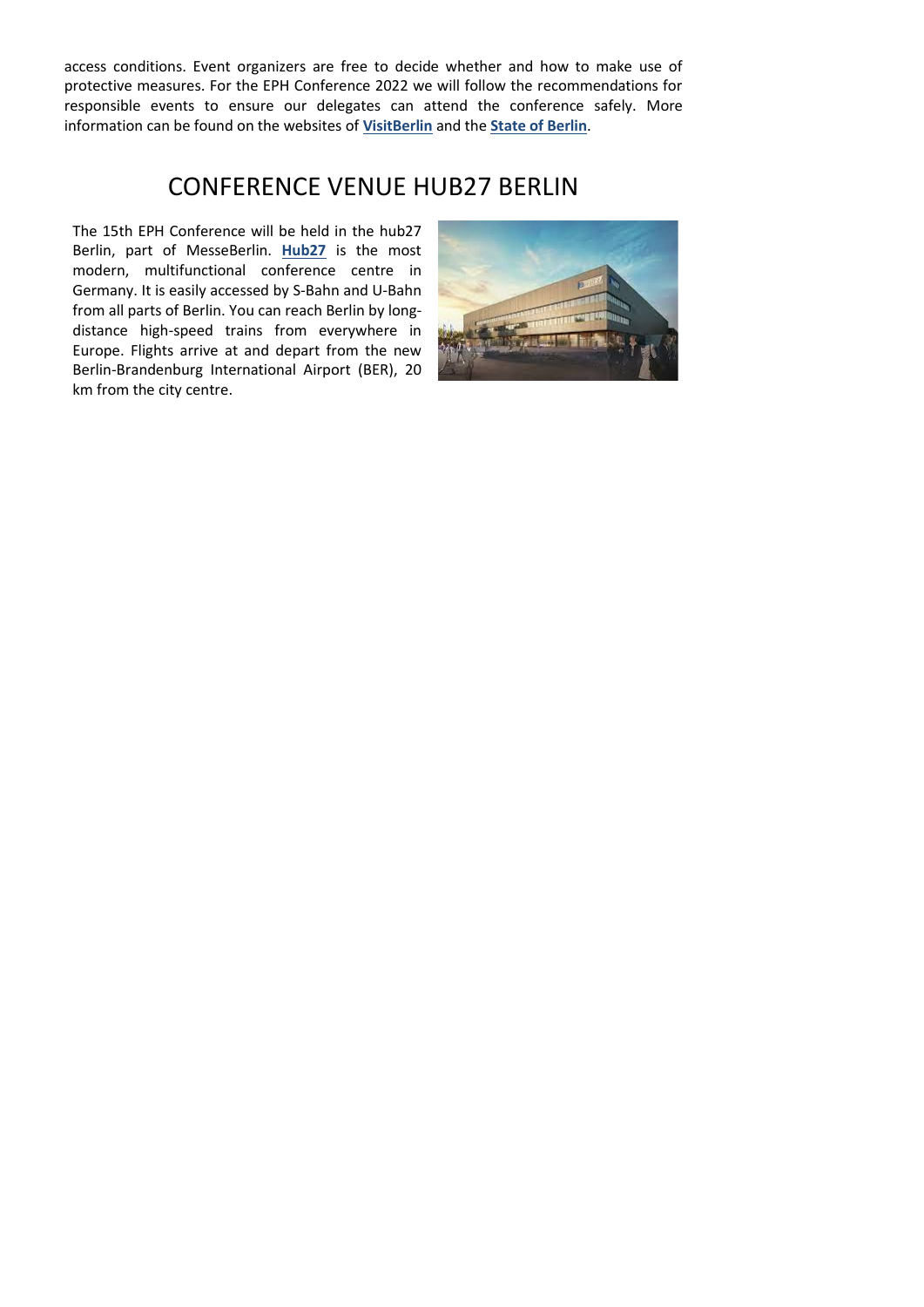access conditions. Event organizers are free to decide whether and how to make use of protective measures. For the EPH Conference 2022 we will follow the recommendations for responsible events to ensure our delegates can attend the conference safely. More information can be found on the websites of **VisitBerlin** and the **State of Berlin**.

## CONFERENCE VENUE HUB27 BERLIN

The 15th EPH Conference will be held in the hub27 Berlin, part of MesseBerlin. **Hub27** is the most modern, multifunctional conference centre in Germany. It is easily accessed by S-Bahn and U-Bahn from all parts of Berlin. You can reach Berlin by long-distance high-speed trains from everywhere in Europe. Flights arrive at and depart from the new Berlin-Brandenburg International Airport (BER), 20 km from the city centre.